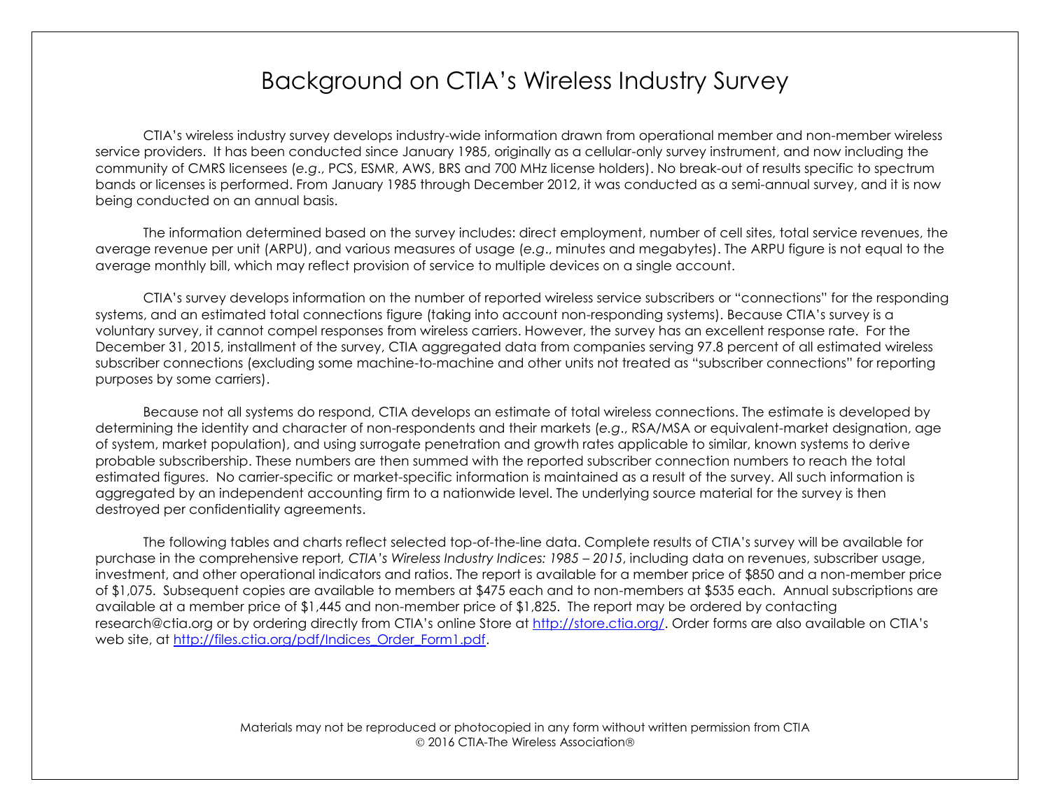# Background on CTIA's Wireless Industry Survey

CTIA's wireless industry survey develops industry-wide information drawn from operational member and non-member wireless service providers. It has been conducted since January 1985, originally as a cellular-only survey instrument, and now including the community of CMRS licensees (*e.g*., PCS, ESMR, AWS, BRS and 700 MHz license holders). No break-out of results specific to spectrum bands or licenses is performed. From January 1985 through December 2012, it was conducted as a semi-annual survey, and it is now being conducted on an annual basis.

The information determined based on the survey includes: direct employment, number of cell sites, total service revenues, the average revenue per unit (ARPU), and various measures of usage (*e.g*., minutes and megabytes). The ARPU figure is not equal to the average monthly bill, which may reflect provision of service to multiple devices on a single account.

CTIA's survey develops information on the number of reported wireless service subscribers or "connections" for the responding systems, and an estimated total connections figure (taking into account non-responding systems). Because CTIA's survey is a voluntary survey, it cannot compel responses from wireless carriers. However, the survey has an excellent response rate. For the December 31, 2015, installment of the survey, CTIA aggregated data from companies serving 97.8 percent of all estimated wireless subscriber connections (excluding some machine-to-machine and other units not treated as "subscriber connections" for reporting purposes by some carriers).

Because not all systems do respond, CTIA develops an estimate of total wireless connections. The estimate is developed by determining the identity and character of non-respondents and their markets (*e.g*., RSA/MSA or equivalent-market designation, age of system, market population), and using surrogate penetration and growth rates applicable to similar, known systems to derive probable subscribership. These numbers are then summed with the reported subscriber connection numbers to reach the total estimated figures. No carrier-specific or market-specific information is maintained as a result of the survey. All such information is aggregated by an independent accounting firm to a nationwide level. The underlying source material for the survey is then destroyed per confidentiality agreements.

The following tables and charts reflect selected top-of-the-line data. Complete results of CTIA's survey will be available for purchase in the comprehensive report, *CTIA's Wireless Industry Indices: 1985 – 2015*, including data on revenues, subscriber usage, investment, and other operational indicators and ratios. The report is available for a member price of $850 and a non-member price of $1,075. Subsequent copies are available to members at $475 each and to non-members at $535 each. Annual subscriptions are available at a member price of $1,445 and non-member price of $1,825. The report may be ordered by contacting research@ctia.org or by ordering directly from CTIA's online Store at [http://store.ctia.org/](http://store.ctia.org/). Order forms are also available on CTIA's web site, at [http://files.ctia.org/pdf/Indices_Order_Form1.pdf](http://files.ctia.org/pdf/Indices_Order_Form1.pdf).

Materials may not be reproduced or photocopied in any form without written permission from CTIA
© 2016 CTIA-The Wireless Association®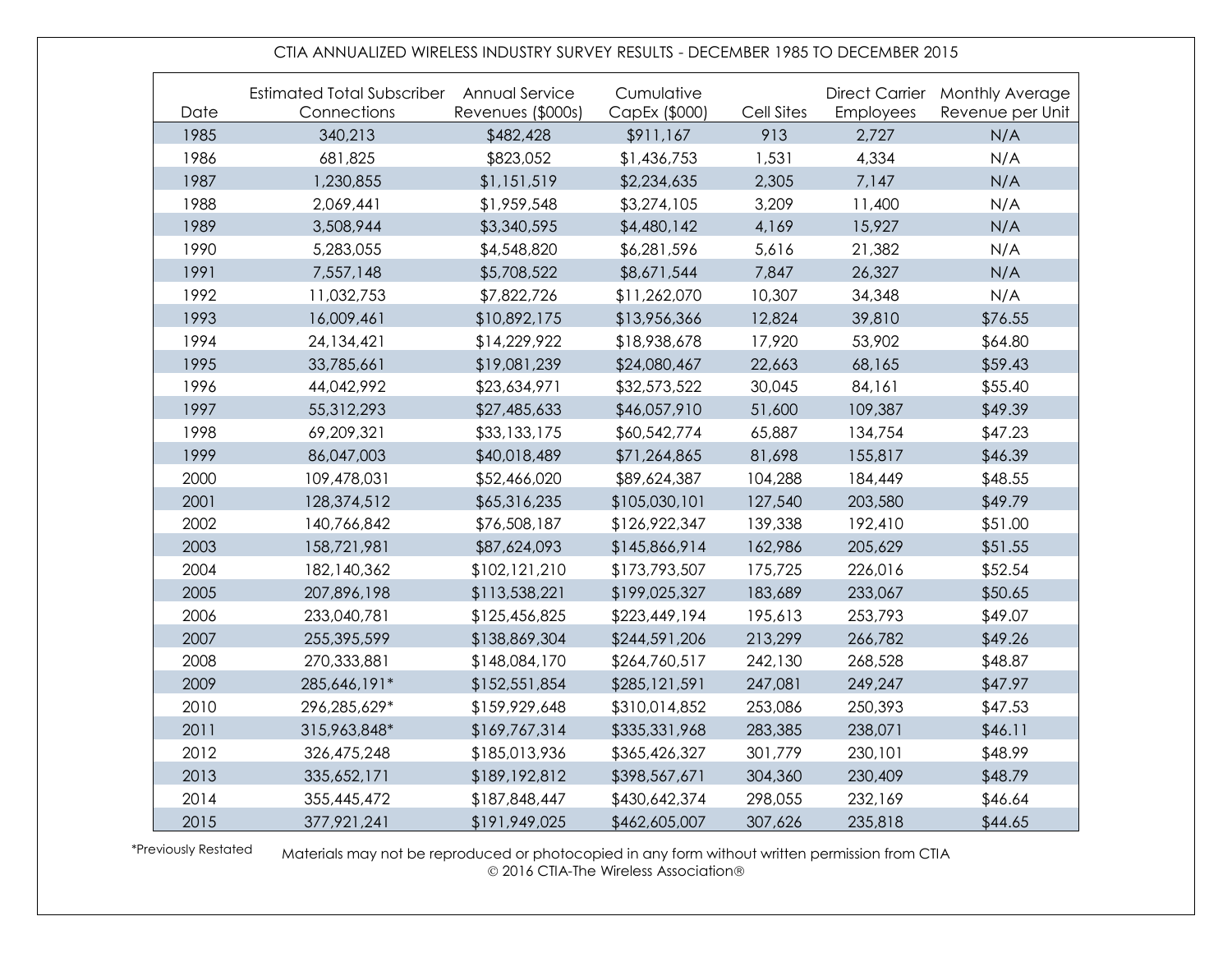CTIA ANNUALIZED WIRELESS INDUSTRY SURVEY RESULTS - DECEMBER 1985 TO DECEMBER 2015

| Date | Estimated Total Subscriber Connections | Annual Service Revenues ($000s) | Cumulative CapEx ($000) | Cell Sites | Direct Carrier Employees | Monthly Average Revenue per Unit |
|---|---|---|---|---|---|---|
| 1985 | 340,213 | $482,428 | $911,167 | 913 | 2,727 | N/A |
| 1986 | 681,825 | $823,052 | $1,436,753 | 1,531 | 4,334 | N/A |
| 1987 | 1,230,855 | $1,151,519 | $2,234,635 | 2,305 | 7,147 | N/A |
| 1988 | 2,069,441 | $1,959,548 | $3,274,105 | 3,209 | 11,400 | N/A |
| 1989 | 3,508,944 | $3,340,595 | $4,480,142 | 4,169 | 15,927 | N/A |
| 1990 | 5,283,055 | $4,548,820 | $6,281,596 | 5,616 | 21,382 | N/A |
| 1991 | 7,557,148 | $5,708,522 | $8,671,544 | 7,847 | 26,327 | N/A |
| 1992 | 11,032,753 | $7,822,726 | $11,262,070 | 10,307 | 34,348 | N/A |
| 1993 | 16,009,461 | $10,892,175 | $13,956,366 | 12,824 | 39,810 | $76.55 |
| 1994 | 24,134,421 | $14,229,922 | $18,938,678 | 17,920 | 53,902 | $64.80 |
| 1995 | 33,785,661 | $19,081,239 | $24,080,467 | 22,663 | 68,165 | $59.43 |
| 1996 | 44,042,992 | $23,634,971 | $32,573,522 | 30,045 | 84,161 | $55.40 |
| 1997 | 55,312,293 | $27,485,633 | $46,057,910 | 51,600 | 109,387 | $49.39 |
| 1998 | 69,209,321 | $33,133,175 | $60,542,774 | 65,887 | 134,754 | $47.23 |
| 1999 | 86,047,003 | $40,018,489 | $71,264,865 | 81,698 | 155,817 | $46.39 |
| 2000 | 109,478,031 | $52,466,020 | $89,624,387 | 104,288 | 184,449 | $48.55 |
| 2001 | 128,374,512 | $65,316,235 | $105,030,101 | 127,540 | 203,580 | $49.79 |
| 2002 | 140,766,842 | $76,508,187 | $126,922,347 | 139,338 | 192,410 | $51.00 |
| 2003 | 158,721,981 | $87,624,093 | $145,866,914 | 162,986 | 205,629 | $51.55 |
| 2004 | 182,140,362 | $102,121,210 | $173,793,507 | 175,725 | 226,016 | $52.54 |
| 2005 | 207,896,198 | $113,538,221 | $199,025,327 | 183,689 | 233,067 | $50.65 |
| 2006 | 233,040,781 | $125,456,825 | $223,449,194 | 195,613 | 253,793 | $49.07 |
| 2007 | 255,395,599 | $138,869,304 | $244,591,206 | 213,299 | 266,782 | $49.26 |
| 2008 | 270,333,881 | $148,084,170 | $264,760,517 | 242,130 | 268,528 | $48.87 |
| 2009 | 285,646,191* | $152,551,854 | $285,121,591 | 247,081 | 249,247 | $47.97 |
| 2010 | 296,285,629* | $159,929,648 | $310,014,852 | 253,086 | 250,393 | $47.53 |
| 2011 | 315,963,848* | $169,767,314 | $335,331,968 | 283,385 | 238,071 | $46.11 |
| 2012 | 326,475,248 | $185,013,936 | $365,426,327 | 301,779 | 230,101 | $48.99 |
| 2013 | 335,652,171 | $189,192,812 | $398,567,671 | 304,360 | 230,409 | $48.79 |
| 2014 | 355,445,472 | $187,848,447 | $430,642,374 | 298,055 | 232,169 | $46.64 |
| 2015 | 377,921,241 | $191,949,025 | $462,605,007 | 307,626 | 235,818 | $44.65 |

*Previously Restated

Materials may not be reproduced or photocopied in any form without written permission from CTIA
© 2016 CTIA-The Wireless Association®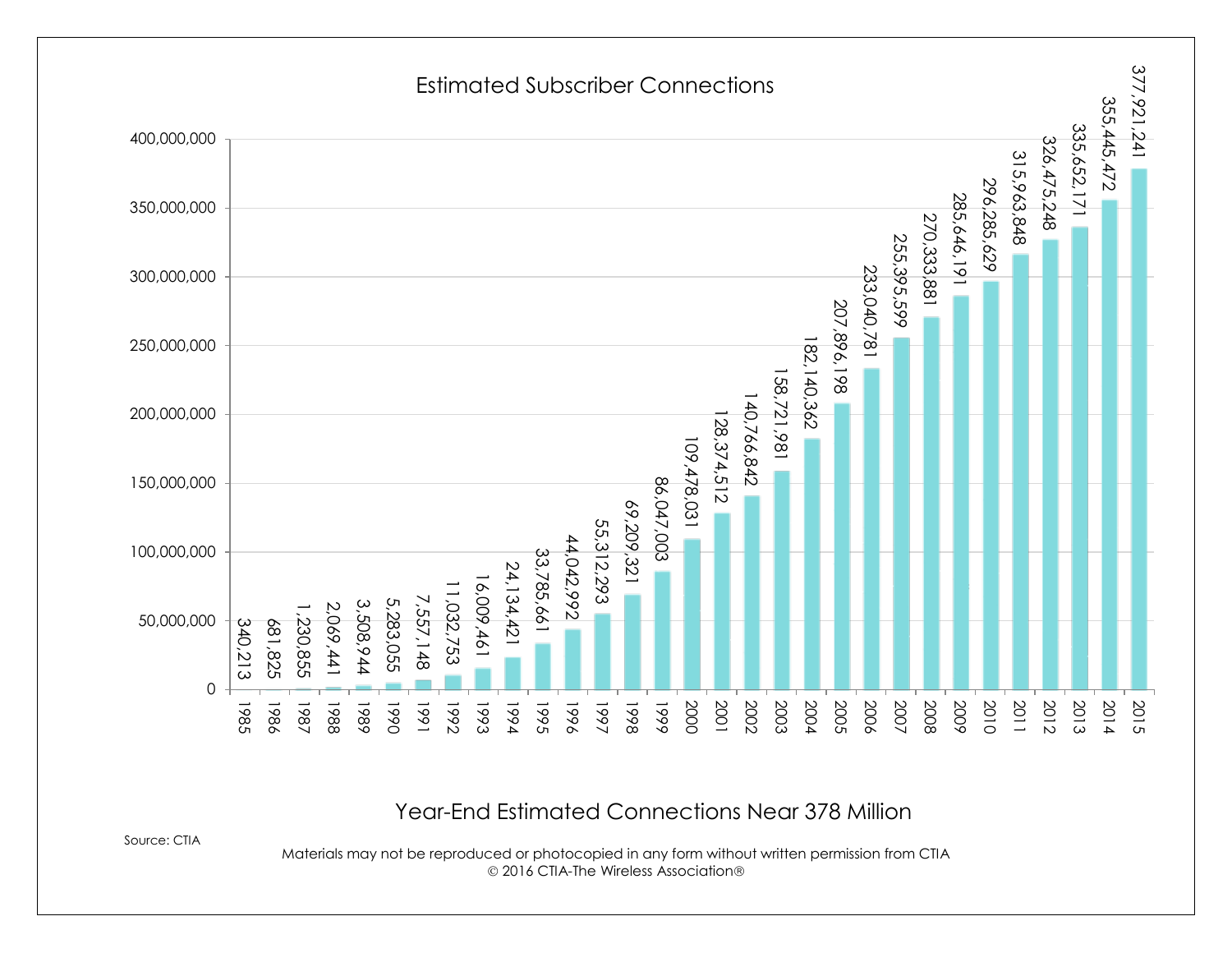# Estimated Subscriber Connections

| Year | Estimated Subscriber Connections |
|---|---|
| 1985 | 340,213 |
| 1986 | 681,825 |
| 1987 | 1,230,855 |
| 1988 | 2,069,441 |
| 1989 | 3,508,944 |
| 1990 | 5,283,055 |
| 1991 | 7,557,148 |
| 1992 | 11,032,753 |
| 1993 | 16,009,461 |
| 1994 | 24,134,421 |
| 1995 | 33,785,661 |
| 1996 | 44,042,992 |
| 1997 | 55,312,293 |
| 1998 | 69,209,321 |
| 1999 | 86,047,003 |
| 2000 | 109,478,031 |
| 2001 | 128,374,512 |
| 2002 | 140,766,842 |
| 2003 | 158,721,981 |
| 2004 | 182,140,362 |
| 2005 | 207,896,198 |
| 2006 | 233,040,781 |
| 2007 | 255,395,599 |
| 2008 | 270,333,881 |
| 2009 | 285,646,191 |
| 2010 | 296,285,629 |
| 2011 | 315,963,848 |
| 2012 | 326,475,248 |
| 2013 | 335,652,171 |
| 2014 | 355,445,472 |
| 2015 | 377,921,241 |

Year-End Estimated Connections Near 378 Million

Source: CTIA

Materials may not be reproduced or photocopied in any form without written permission from CTIA
© 2016 CTIA-The Wireless Association®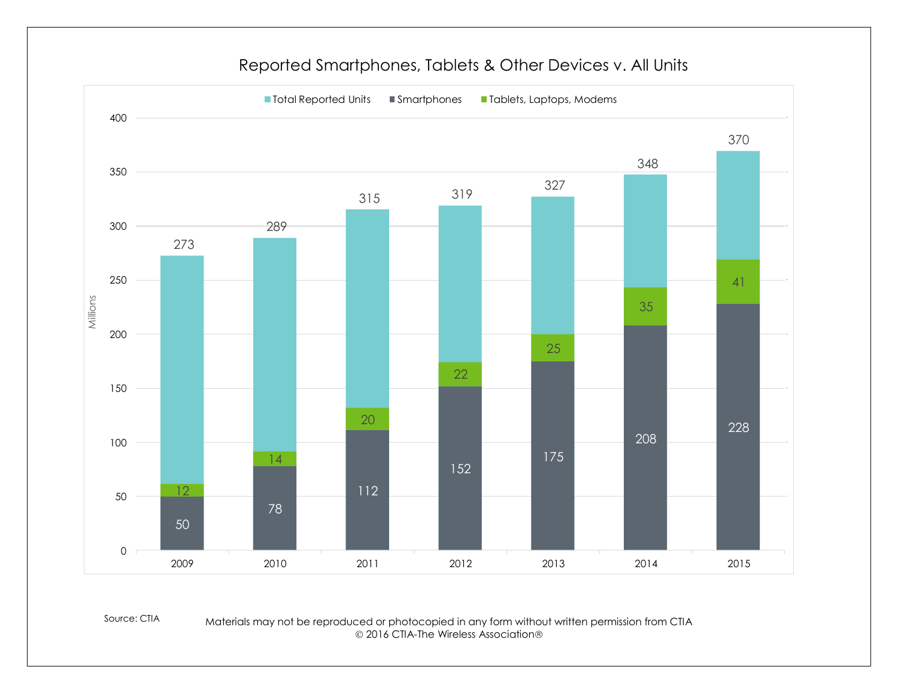## Reported Smartphones, Tablets & Other Devices v. All Units

| Year | Total Reported Units (Millions) | Smartphones (Millions) | Tablets, Laptops, Modems (Millions) |
|---|---|---|---|
| 2009 | 273 | 50 | 12 |
| 2010 | 289 | 78 | 14 |
| 2011 | 315 | 112 | 20 |
| 2012 | 319 | 152 | 22 |
| 2013 | 327 | 175 | 25 |
| 2014 | 348 | 208 | 35 |
| 2015 | 370 | 228 | 41 |

Source: CTIA

Materials may not be reproduced or photocopied in any form without written permission from CTIA
© 2016 CTIA-The Wireless Association®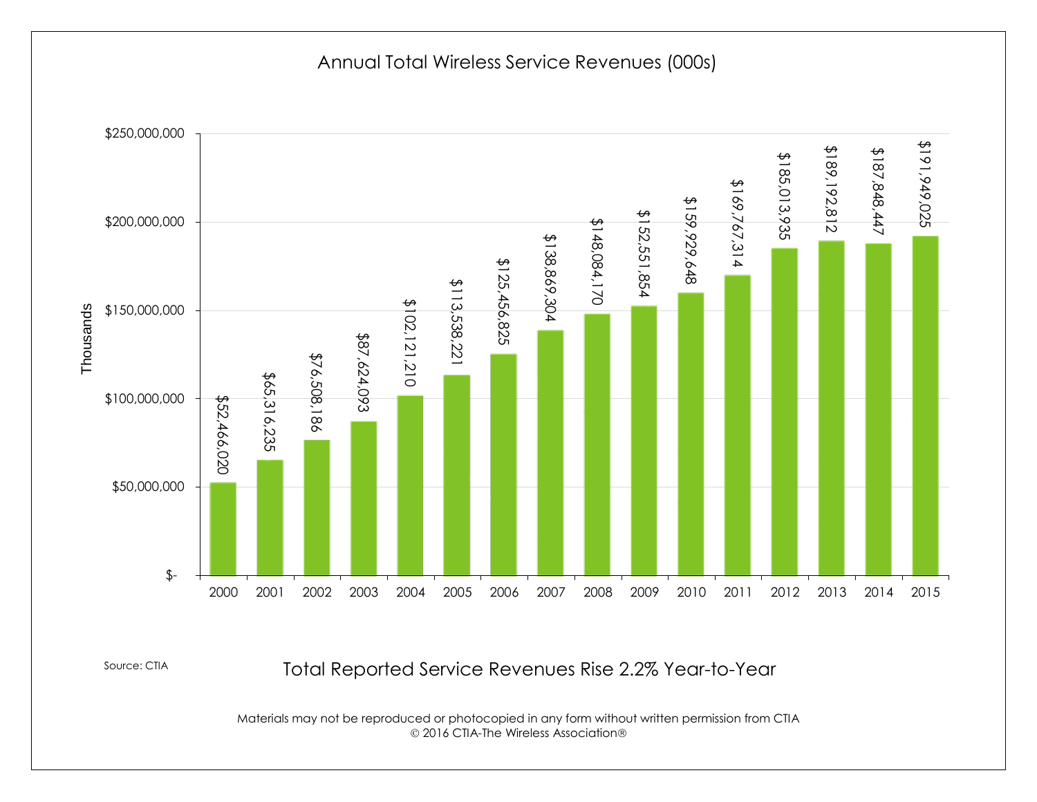# Annual Total Wireless Service Revenues (000s)

| Year | Revenue (Thousands) |
|---|---|
| 2000 | $52,466,020 |
| 2001 | $65,316,235 |
| 2002 | $76,508,186 |
| 2003 | $87,624,093 |
| 2004 | $102,121,210 |
| 2005 | $113,538,221 |
| 2006 | $125,456,825 |
| 2007 | $138,869,304 |
| 2008 | $148,084,170 |
| 2009 | $152,551,854 |
| 2010 | $159,929,648 |
| 2011 | $169,767,314 |
| 2012 | $185,013,935 |
| 2013 | $189,192,812 |
| 2014 | $187,848,447 |
| 2015 | $191,949,025 |

Source: CTIA

Total Reported Service Revenues Rise 2.2% Year-to-Year

Materials may not be reproduced or photocopied in any form without written permission from CTIA
© 2016 CTIA-The Wireless Association®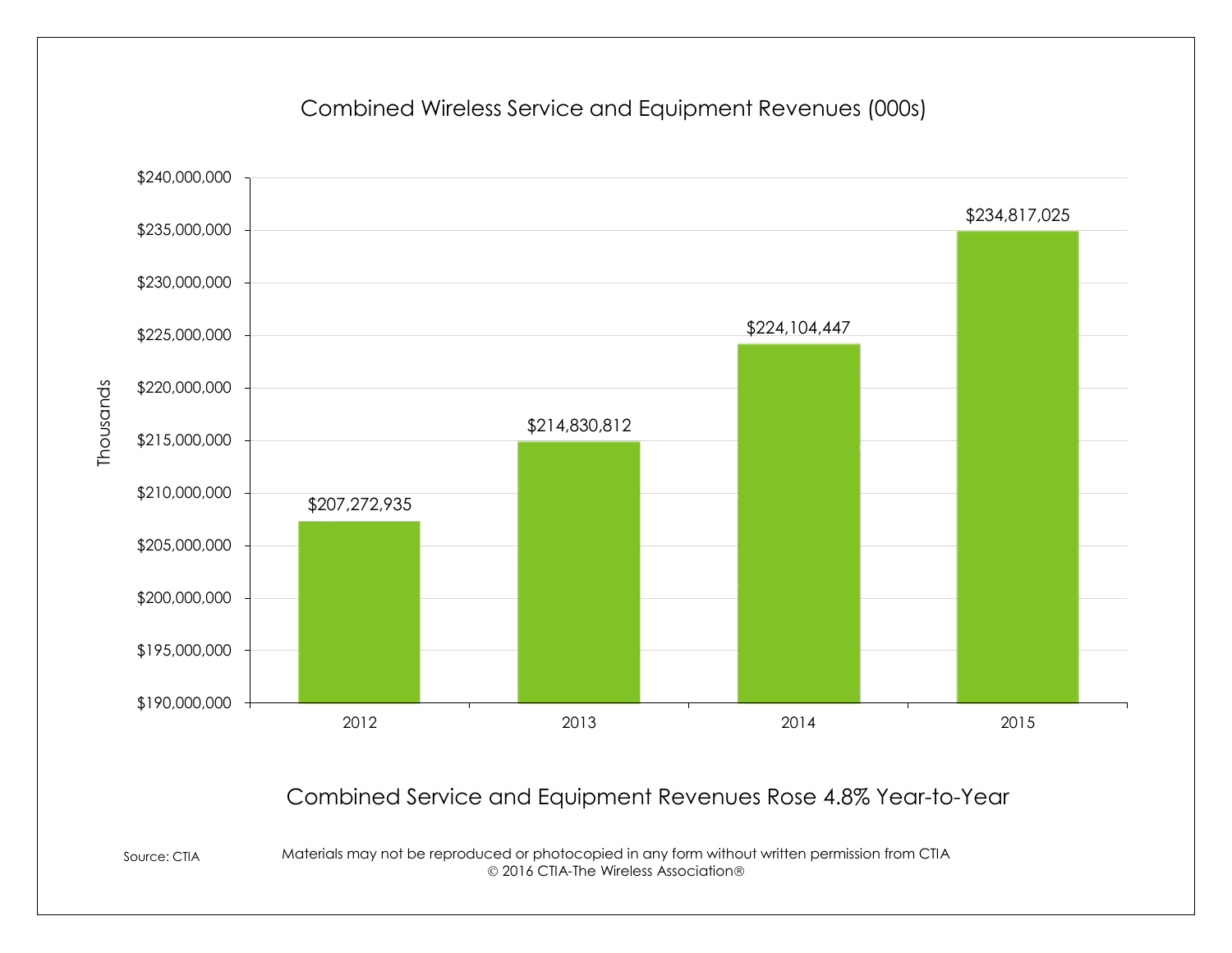## Combined Wireless Service and Equipment Revenues (000s)

| Year | Revenues (Thousands) |
|---|---|
| 2012 | $207,272,935 |
| 2013 | $214,830,812 |
| 2014 | $224,104,447 |
| 2015 | $234,817,025 |

Combined Service and Equipment Revenues Rose 4.8% Year-to-Year

Source: CTIA

Materials may not be reproduced or photocopied in any form without written permission from CTIA
© 2016 CTIA-The Wireless Association®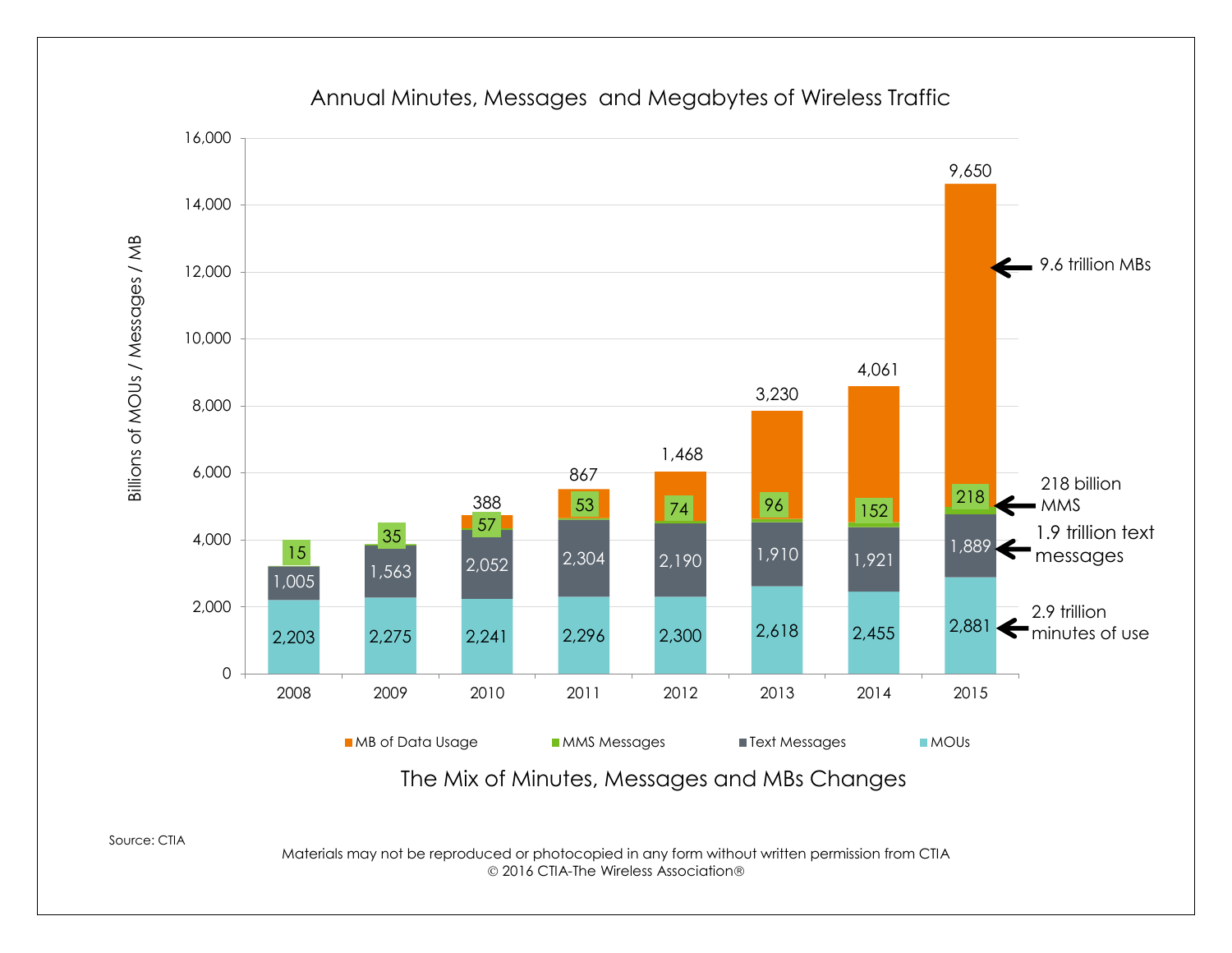## Annual Minutes, Messages and Megabytes of Wireless Traffic

Billions of MOUs / Messages / MB

| Year | MOUs | Text Messages | MMS Messages | MB of Data Usage |
|---|---|---|---|---|
| 2008 | 2,203 | 1,005 | 15 | |
| 2009 | 2,275 | 1,563 | 35 | |
| 2010 | 2,241 | 2,052 | 57 | 388 |
| 2011 | 2,296 | 2,304 | 53 | 867 |
| 2012 | 2,300 | 2,190 | 74 | 1,468 |
| 2013 | 2,618 | 1,910 | 96 | 3,230 |
| 2014 | 2,455 | 1,921 | 152 | 4,061 |
| 2015 | 2,881 | 1,889 | 218 | 9,650 |

2015 annotations:
- 9.6 trillion MBs
- 218 billion MMS
- 1.9 trillion text messages
- 2.9 trillion minutes of use

The Mix of Minutes, Messages and MBs Changes

Source: CTIA

Materials may not be reproduced or photocopied in any form without written permission from CTIA
© 2016 CTIA-The Wireless Association®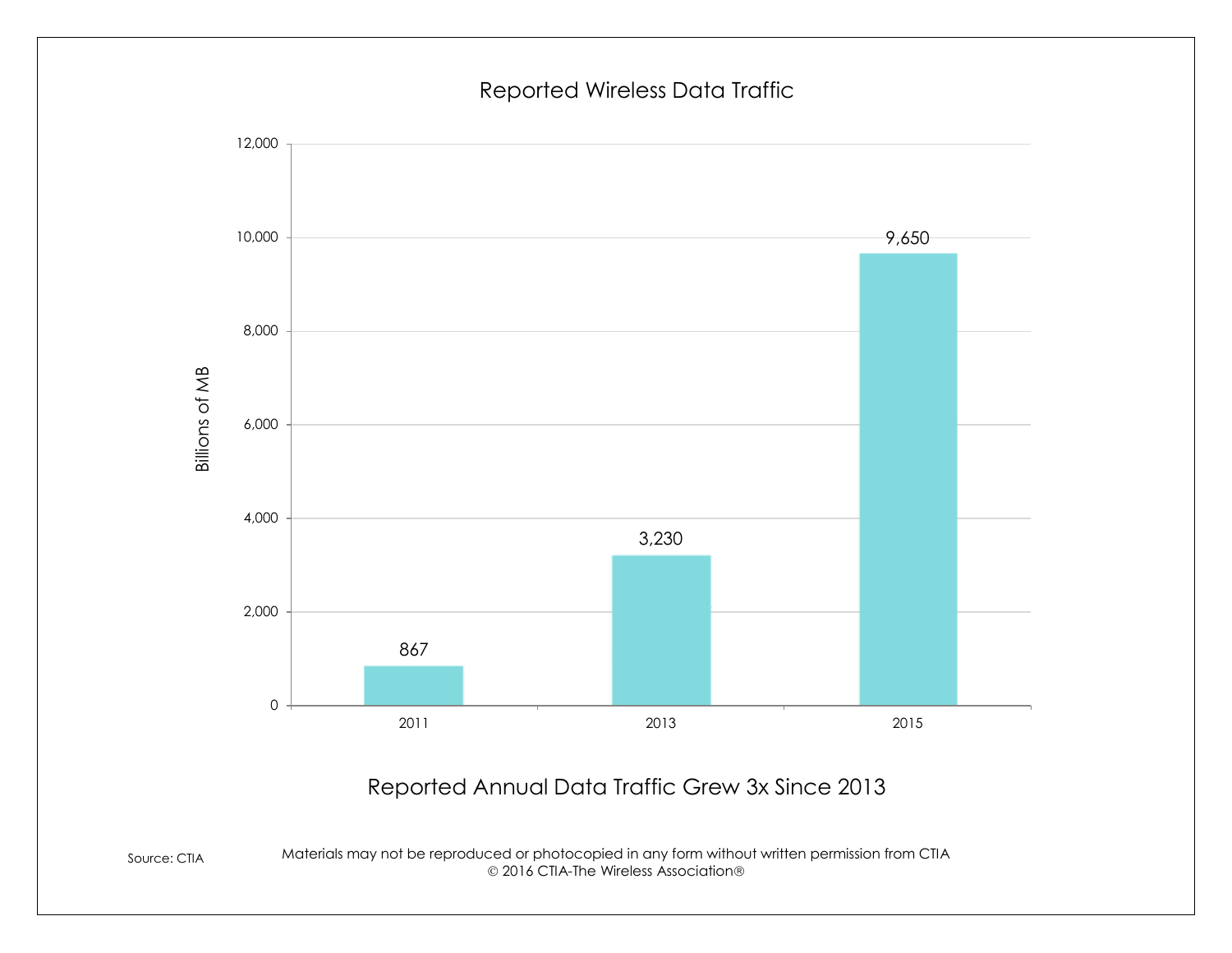# Reported Wireless Data Traffic

| Year | Billions of MB |
| --- | --- |
| 2011 | 867 |
| 2013 | 3,230 |
| 2015 | 9,650 |

Reported Annual Data Traffic Grew 3x Since 2013

Source: CTIA

Materials may not be reproduced or photocopied in any form without written permission from CTIA
© 2016 CTIA-The Wireless Association®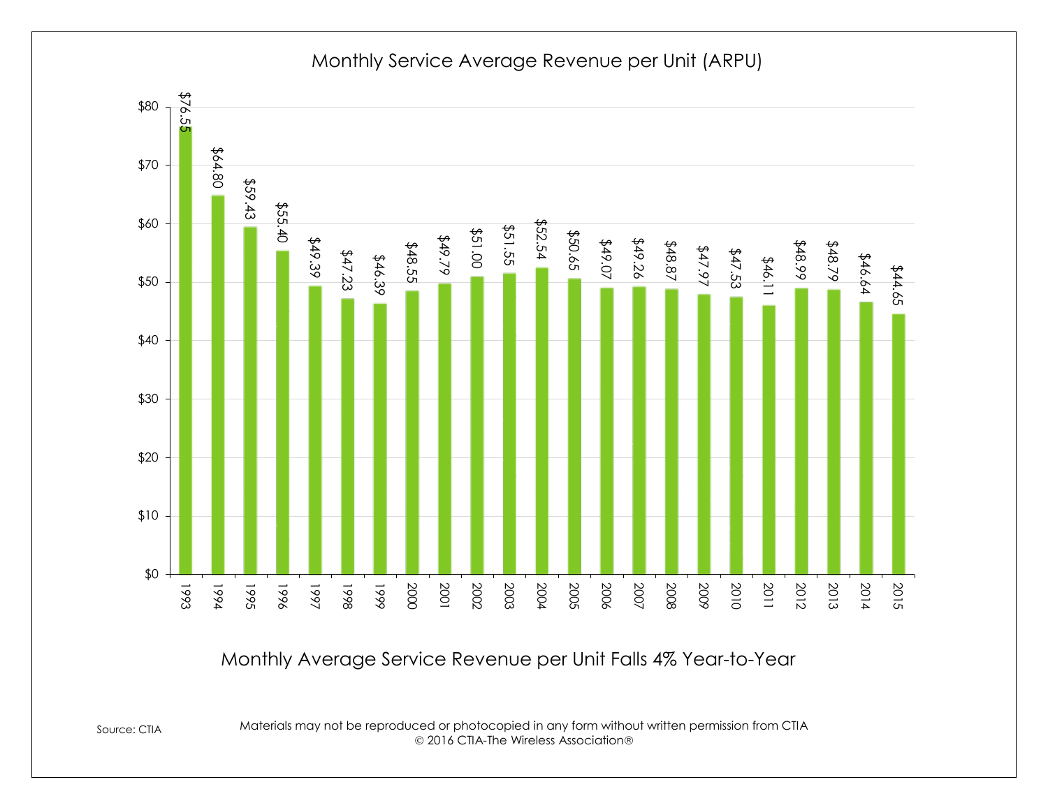# Monthly Service Average Revenue per Unit (ARPU)

| Year | ARPU |
|---|---|
| 1993 | $76.55 |
| 1994 | $64.80 |
| 1995 | $59.43 |
| 1996 | $55.40 |
| 1997 | $49.39 |
| 1998 | $47.23 |
| 1999 | $46.39 |
| 2000 | $48.55 |
| 2001 | $49.79 |
| 2002 | $51.00 |
| 2003 | $51.55 |
| 2004 | $52.54 |
| 2005 | $50.65 |
| 2006 | $49.07 |
| 2007 | $49.26 |
| 2008 | $48.87 |
| 2009 | $47.97 |
| 2010 | $47.53 |
| 2011 | $46.11 |
| 2012 | $48.99 |
| 2013 | $48.79 |
| 2014 | $46.64 |
| 2015 | $44.65 |

Monthly Average Service Revenue per Unit Falls 4% Year-to-Year

Source: CTIA

Materials may not be reproduced or photocopied in any form without written permission from CTIA
© 2016 CTIA-The Wireless Association®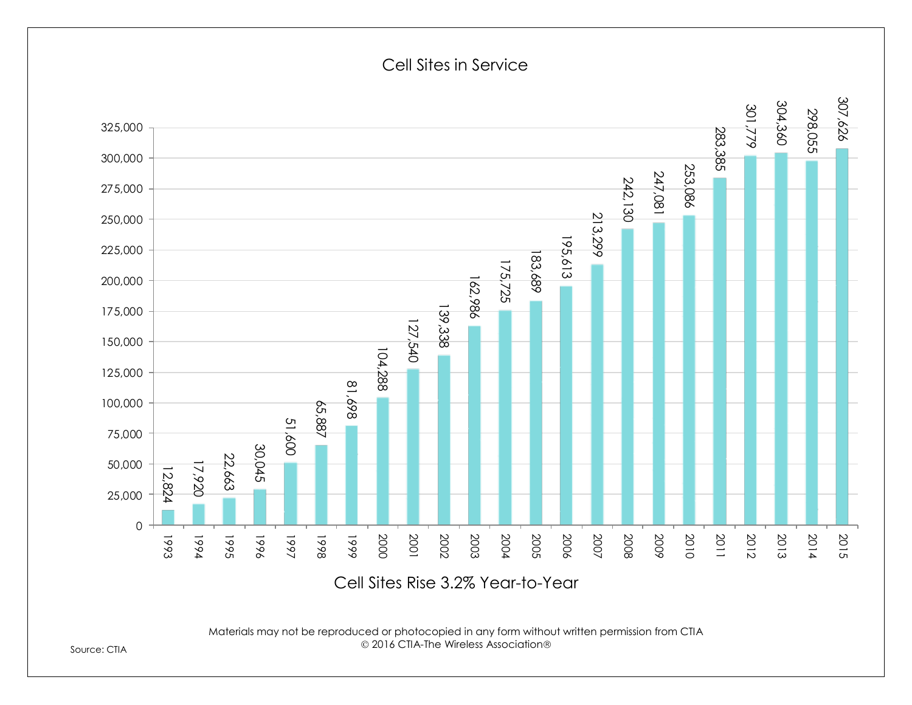# Cell Sites in Service

| Year | Cell Sites |
|---|---|
| 1993 | 12,824 |
| 1994 | 17,920 |
| 1995 | 22,663 |
| 1996 | 30,045 |
| 1997 | 51,600 |
| 1998 | 65,887 |
| 1999 | 81,698 |
| 2000 | 104,288 |
| 2001 | 127,540 |
| 2002 | 139,338 |
| 2003 | 162,986 |
| 2004 | 175,725 |
| 2005 | 183,689 |
| 2006 | 195,613 |
| 2007 | 213,299 |
| 2008 | 242,130 |
| 2009 | 247,081 |
| 2010 | 253,086 |
| 2011 | 283,385 |
| 2012 | 301,779 |
| 2013 | 304,360 |
| 2014 | 298,055 |
| 2015 | 307,626 |

Cell Sites Rise 3.2% Year-to-Year

Materials may not be reproduced or photocopied in any form without written permission from CTIA
© 2016 CTIA-The Wireless Association®

Source: CTIA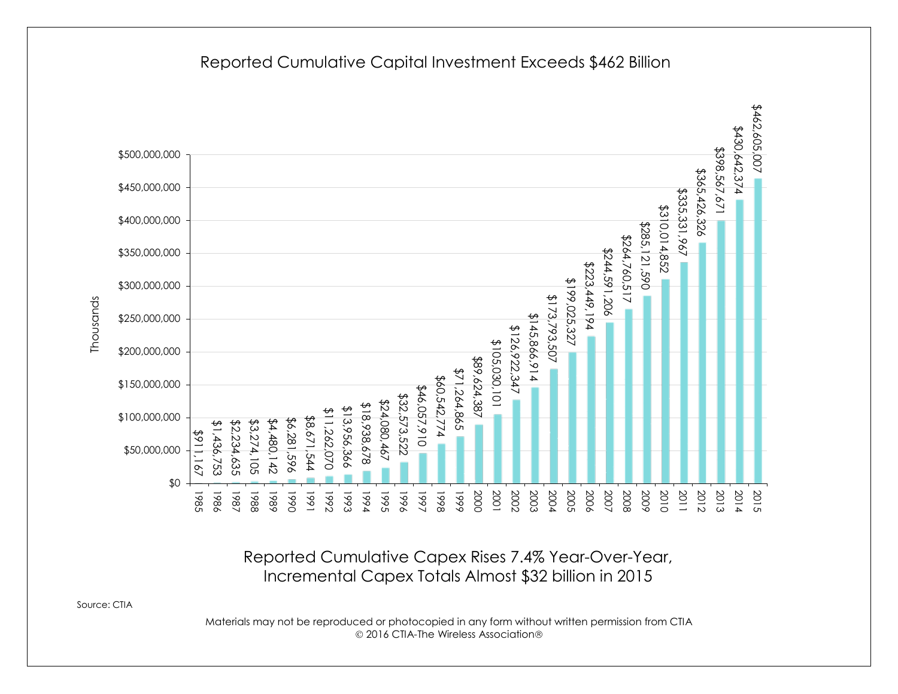Reported Cumulative Capital Investment Exceeds $462 Billion

Thousands

$500,000,000
$450,000,000
$400,000,000
$350,000,000
$300,000,000
$250,000,000
$200,000,000
$150,000,000
$100,000,000
$50,000,000
$0

1985 $911,167
1986 $1,436,753
1987 $2,234,635
1988 $3,274,105
1989 $4,480,142
1990 $6,281,596
1991 $8,671,544
1992 $11,262,070
1993 $13,956,366
1994 $18,938,678
1995 $24,080,467
1996 $32,573,522
1997 $46,057,910
1998 $60,542,774
1999 $71,264,865
2000 $89,624,387
2001 $105,030,101
2002 $126,922,347
2003 $145,866,914
2004 $173,793,507
2005 $199,025,327
2006 $223,449,194
2007 $244,591,206
2008 $264,760,517
2009 $285,121,590
2010 $310,014,852
2011 $335,331,967
2012 $365,426,326
2013 $398,567,671
2014 $430,642,374
2015 $462,605,007

Reported Cumulative Capex Rises 7.4% Year-Over-Year,
Incremental Capex Totals Almost $32 billion in 2015

Source: CTIA

Materials may not be reproduced or photocopied in any form without written permission from CTIA
© 2016 CTIA-The Wireless Association®